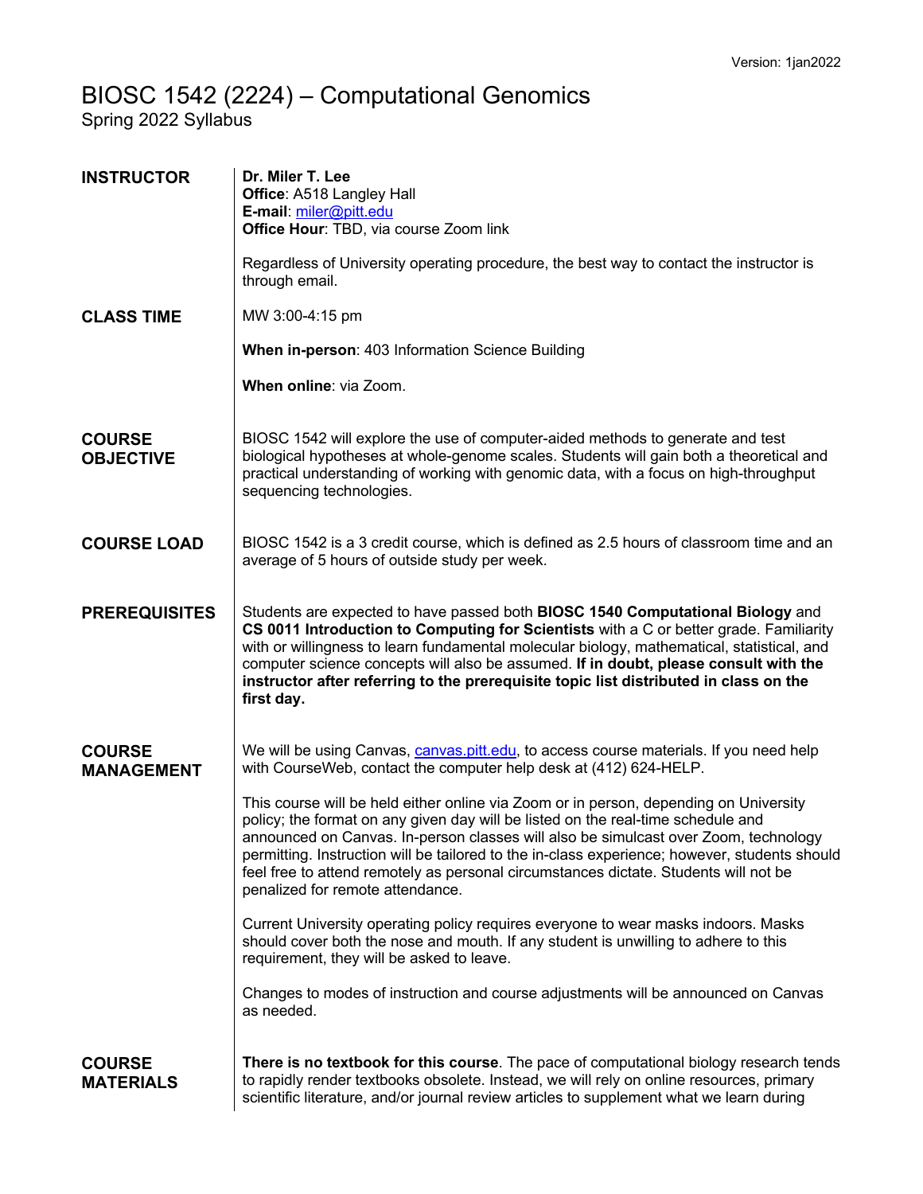Version: 1jan2022

# BIOSC 1542 (2224) – Computational Genomics

Spring 2022 Syllabus

## INSTRUCTOR

**Dr. Miler T. Lee**
**Office**: A518 Langley Hall
**E-mail**: miler@pitt.edu
**Office Hour**: TBD, via course Zoom link

Regardless of University operating procedure, the best way to contact the instructor is through email.

## CLASS TIME

MW 3:00-4:15 pm

**When in-person**: 403 Information Science Building

**When online**: via Zoom.

## COURSE OBJECTIVE

BIOSC 1542 will explore the use of computer-aided methods to generate and test biological hypotheses at whole-genome scales. Students will gain both a theoretical and practical understanding of working with genomic data, with a focus on high-throughput sequencing technologies.

## COURSE LOAD

BIOSC 1542 is a 3 credit course, which is defined as 2.5 hours of classroom time and an average of 5 hours of outside study per week.

## PREREQUISITES

Students are expected to have passed both **BIOSC 1540 Computational Biology** and **CS 0011 Introduction to Computing for Scientists** with a C or better grade. Familiarity with or willingness to learn fundamental molecular biology, mathematical, statistical, and computer science concepts will also be assumed. **If in doubt, please consult with the instructor after referring to the prerequisite topic list distributed in class on the first day.**

## COURSE MANAGEMENT

We will be using Canvas, canvas.pitt.edu, to access course materials. If you need help with CourseWeb, contact the computer help desk at (412) 624-HELP.

This course will be held either online via Zoom or in person, depending on University policy; the format on any given day will be listed on the real-time schedule and announced on Canvas. In-person classes will also be simulcast over Zoom, technology permitting. Instruction will be tailored to the in-class experience; however, students should feel free to attend remotely as personal circumstances dictate. Students will not be penalized for remote attendance.

Current University operating policy requires everyone to wear masks indoors. Masks should cover both the nose and mouth. If any student is unwilling to adhere to this requirement, they will be asked to leave.

Changes to modes of instruction and course adjustments will be announced on Canvas as needed.

## COURSE MATERIALS

**There is no textbook for this course**. The pace of computational biology research tends to rapidly render textbooks obsolete. Instead, we will rely on online resources, primary scientific literature, and/or journal review articles to supplement what we learn during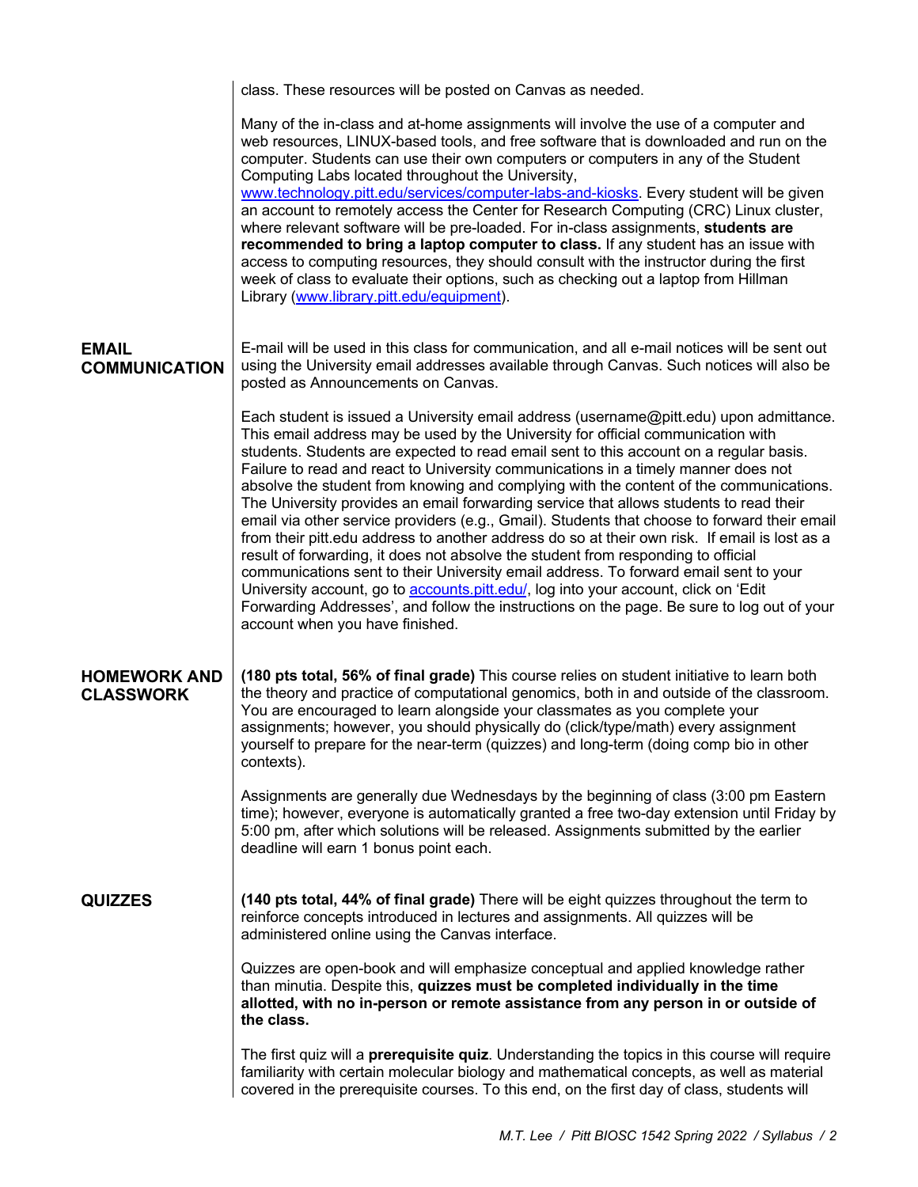class. These resources will be posted on Canvas as needed.

Many of the in-class and at-home assignments will involve the use of a computer and web resources, LINUX-based tools, and free software that is downloaded and run on the computer. Students can use their own computers or computers in any of the Student Computing Labs located throughout the University, www.technology.pitt.edu/services/computer-labs-and-kiosks. Every student will be given an account to remotely access the Center for Research Computing (CRC) Linux cluster, where relevant software will be pre-loaded. For in-class assignments, **students are recommended to bring a laptop computer to class.** If any student has an issue with access to computing resources, they should consult with the instructor during the first week of class to evaluate their options, such as checking out a laptop from Hillman Library (www.library.pitt.edu/equipment).

## EMAIL COMMUNICATION

E-mail will be used in this class for communication, and all e-mail notices will be sent out using the University email addresses available through Canvas. Such notices will also be posted as Announcements on Canvas.

Each student is issued a University email address (username@pitt.edu) upon admittance. This email address may be used by the University for official communication with students. Students are expected to read email sent to this account on a regular basis. Failure to read and react to University communications in a timely manner does not absolve the student from knowing and complying with the content of the communications. The University provides an email forwarding service that allows students to read their email via other service providers (e.g., Gmail). Students that choose to forward their email from their pitt.edu address to another address do so at their own risk. If email is lost as a result of forwarding, it does not absolve the student from responding to official communications sent to their University email address. To forward email sent to your University account, go to accounts.pitt.edu/, log into your account, click on 'Edit Forwarding Addresses', and follow the instructions on the page. Be sure to log out of your account when you have finished.

## HOMEWORK AND CLASSWORK

**(180 pts total, 56% of final grade)** This course relies on student initiative to learn both the theory and practice of computational genomics, both in and outside of the classroom. You are encouraged to learn alongside your classmates as you complete your assignments; however, you should physically do (click/type/math) every assignment yourself to prepare for the near-term (quizzes) and long-term (doing comp bio in other contexts).

Assignments are generally due Wednesdays by the beginning of class (3:00 pm Eastern time); however, everyone is automatically granted a free two-day extension until Friday by 5:00 pm, after which solutions will be released. Assignments submitted by the earlier deadline will earn 1 bonus point each.

## QUIZZES

**(140 pts total, 44% of final grade)** There will be eight quizzes throughout the term to reinforce concepts introduced in lectures and assignments. All quizzes will be administered online using the Canvas interface.

Quizzes are open-book and will emphasize conceptual and applied knowledge rather than minutia. Despite this, **quizzes must be completed individually in the time allotted, with no in-person or remote assistance from any person in or outside of the class.**

The first quiz will a **prerequisite quiz**. Understanding the topics in this course will require familiarity with certain molecular biology and mathematical concepts, as well as material covered in the prerequisite courses. To this end, on the first day of class, students will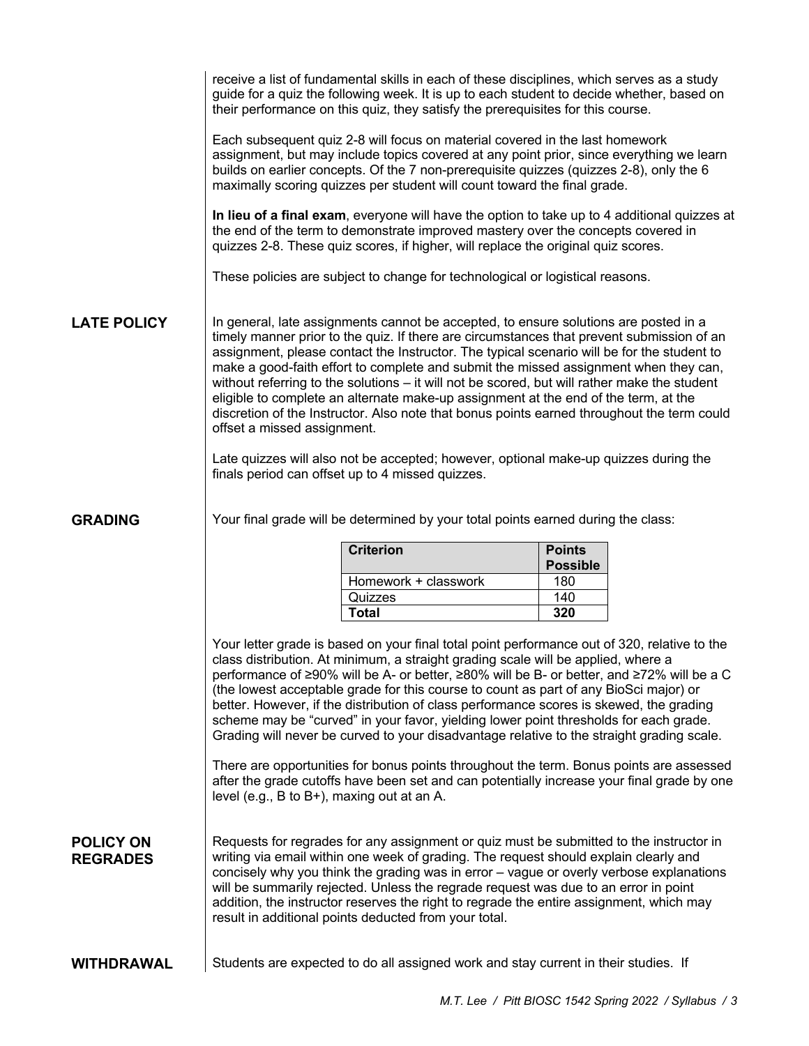receive a list of fundamental skills in each of these disciplines, which serves as a study guide for a quiz the following week. It is up to each student to decide whether, based on their performance on this quiz, they satisfy the prerequisites for this course.

Each subsequent quiz 2-8 will focus on material covered in the last homework assignment, but may include topics covered at any point prior, since everything we learn builds on earlier concepts. Of the 7 non-prerequisite quizzes (quizzes 2-8), only the 6 maximally scoring quizzes per student will count toward the final grade.

**In lieu of a final exam**, everyone will have the option to take up to 4 additional quizzes at the end of the term to demonstrate improved mastery over the concepts covered in quizzes 2-8. These quiz scores, if higher, will replace the original quiz scores.

These policies are subject to change for technological or logistical reasons.

## LATE POLICY

In general, late assignments cannot be accepted, to ensure solutions are posted in a timely manner prior to the quiz. If there are circumstances that prevent submission of an assignment, please contact the Instructor. The typical scenario will be for the student to make a good-faith effort to complete and submit the missed assignment when they can, without referring to the solutions – it will not be scored, but will rather make the student eligible to complete an alternate make-up assignment at the end of the term, at the discretion of the Instructor. Also note that bonus points earned throughout the term could offset a missed assignment.

Late quizzes will also not be accepted; however, optional make-up quizzes during the finals period can offset up to 4 missed quizzes.

## GRADING

Your final grade will be determined by your total points earned during the class:

| Criterion | Points Possible |
|---|---|
| Homework + classwork | 180 |
| Quizzes | 140 |
| **Total** | **320** |

Your letter grade is based on your final total point performance out of 320, relative to the class distribution. At minimum, a straight grading scale will be applied, where a performance of ≥90% will be A- or better, ≥80% will be B- or better, and ≥72% will be a C (the lowest acceptable grade for this course to count as part of any BioSci major) or better. However, if the distribution of class performance scores is skewed, the grading scheme may be "curved" in your favor, yielding lower point thresholds for each grade. Grading will never be curved to your disadvantage relative to the straight grading scale.

There are opportunities for bonus points throughout the term. Bonus points are assessed after the grade cutoffs have been set and can potentially increase your final grade by one level (e.g., B to B+), maxing out at an A.

## POLICY ON REGRADES

Requests for regrades for any assignment or quiz must be submitted to the instructor in writing via email within one week of grading. The request should explain clearly and concisely why you think the grading was in error – vague or overly verbose explanations will be summarily rejected. Unless the regrade request was due to an error in point addition, the instructor reserves the right to regrade the entire assignment, which may result in additional points deducted from your total.

## WITHDRAWAL

Students are expected to do all assigned work and stay current in their studies. If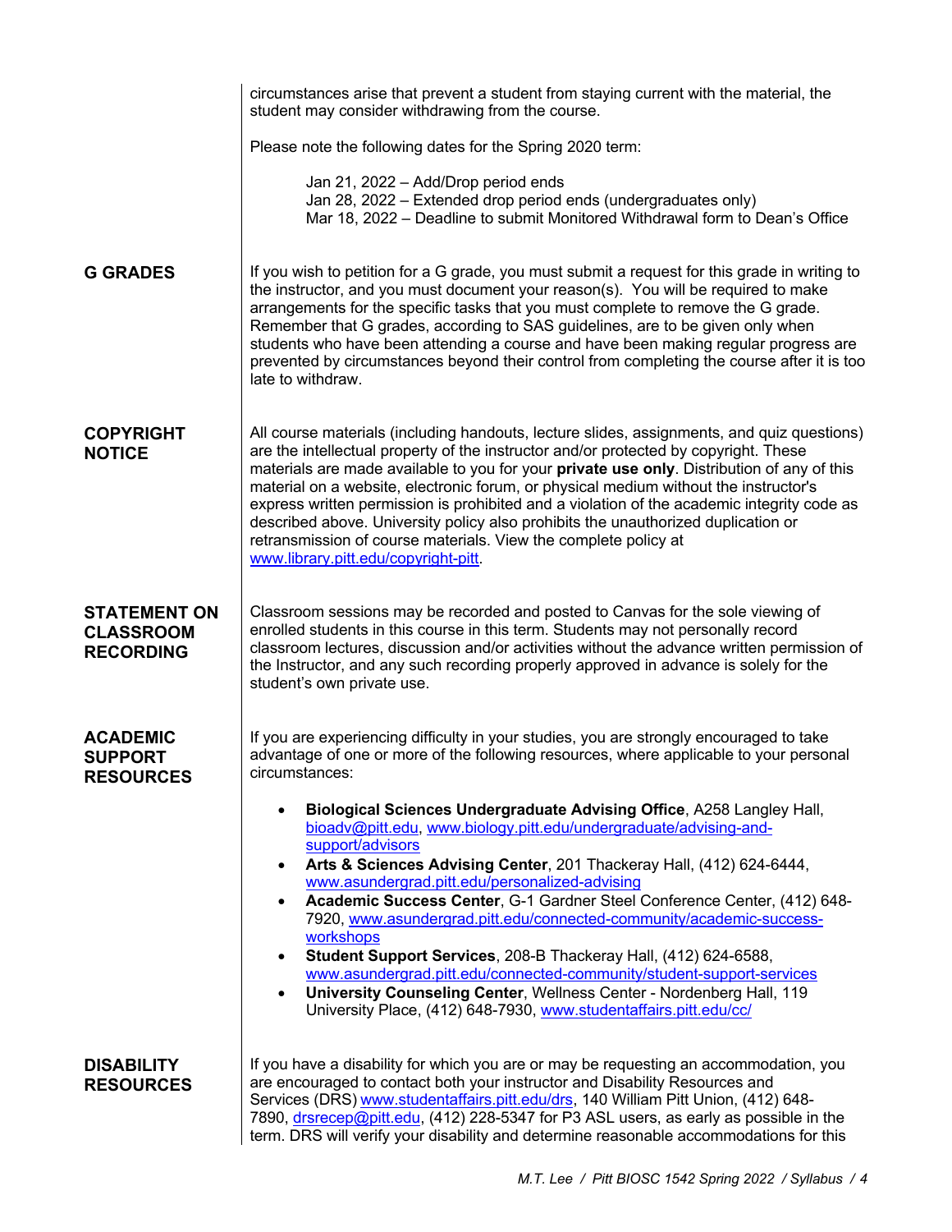circumstances arise that prevent a student from staying current with the material, the student may consider withdrawing from the course.

Please note the following dates for the Spring 2020 term:

Jan 21, 2022 – Add/Drop period ends
Jan 28, 2022 – Extended drop period ends (undergraduates only)
Mar 18, 2022 – Deadline to submit Monitored Withdrawal form to Dean's Office

## G GRADES

If you wish to petition for a G grade, you must submit a request for this grade in writing to the instructor, and you must document your reason(s). You will be required to make arrangements for the specific tasks that you must complete to remove the G grade. Remember that G grades, according to SAS guidelines, are to be given only when students who have been attending a course and have been making regular progress are prevented by circumstances beyond their control from completing the course after it is too late to withdraw.

## COPYRIGHT NOTICE

All course materials (including handouts, lecture slides, assignments, and quiz questions) are the intellectual property of the instructor and/or protected by copyright. These materials are made available to you for your **private use only**. Distribution of any of this material on a website, electronic forum, or physical medium without the instructor's express written permission is prohibited and a violation of the academic integrity code as described above. University policy also prohibits the unauthorized duplication or retransmission of course materials. View the complete policy at www.library.pitt.edu/copyright-pitt.

## STATEMENT ON CLASSROOM RECORDING

Classroom sessions may be recorded and posted to Canvas for the sole viewing of enrolled students in this course in this term. Students may not personally record classroom lectures, discussion and/or activities without the advance written permission of the Instructor, and any such recording properly approved in advance is solely for the student's own private use.

## ACADEMIC SUPPORT RESOURCES

If you are experiencing difficulty in your studies, you are strongly encouraged to take advantage of one or more of the following resources, where applicable to your personal circumstances:

- **Biological Sciences Undergraduate Advising Office**, A258 Langley Hall, bioadv@pitt.edu, www.biology.pitt.edu/undergraduate/advising-and-support/advisors
- **Arts & Sciences Advising Center**, 201 Thackeray Hall, (412) 624-6444, www.asundergrad.pitt.edu/personalized-advising
- **Academic Success Center**, G-1 Gardner Steel Conference Center, (412) 648-7920, www.asundergrad.pitt.edu/connected-community/academic-success-workshops
- **Student Support Services**, 208-B Thackeray Hall, (412) 624-6588, www.asundergrad.pitt.edu/connected-community/student-support-services
- **University Counseling Center**, Wellness Center - Nordenberg Hall, 119 University Place, (412) 648-7930, www.studentaffairs.pitt.edu/cc/

## DISABILITY RESOURCES

If you have a disability for which you are or may be requesting an accommodation, you are encouraged to contact both your instructor and Disability Resources and Services (DRS) www.studentaffairs.pitt.edu/drs, 140 William Pitt Union, (412) 648-7890, drsrecep@pitt.edu, (412) 228-5347 for P3 ASL users, as early as possible in the term. DRS will verify your disability and determine reasonable accommodations for this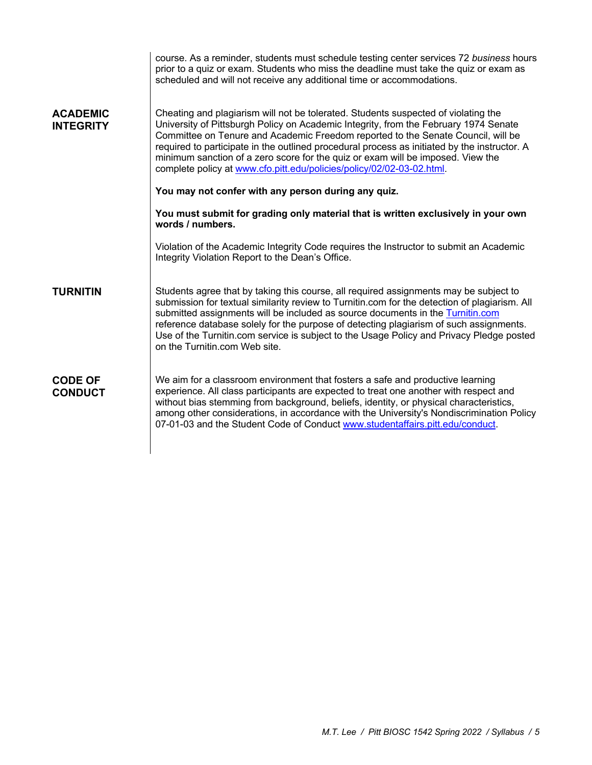course. As a reminder, students must schedule testing center services 72 *business* hours prior to a quiz or exam. Students who miss the deadline must take the quiz or exam as scheduled and will not receive any additional time or accommodations.

## ACADEMIC INTEGRITY

Cheating and plagiarism will not be tolerated. Students suspected of violating the University of Pittsburgh Policy on Academic Integrity, from the February 1974 Senate Committee on Tenure and Academic Freedom reported to the Senate Council, will be required to participate in the outlined procedural process as initiated by the instructor. A minimum sanction of a zero score for the quiz or exam will be imposed. View the complete policy at [www.cfo.pitt.edu/policies/policy/02/02-03-02.html](http://www.cfo.pitt.edu/policies/policy/02/02-03-02.html).

**You may not confer with any person during any quiz.**

**You must submit for grading only material that is written exclusively in your own words / numbers.**

Violation of the Academic Integrity Code requires the Instructor to submit an Academic Integrity Violation Report to the Dean's Office.

## TURNITIN

Students agree that by taking this course, all required assignments may be subject to submission for textual similarity review to Turnitin.com for the detection of plagiarism. All submitted assignments will be included as source documents in the [Turnitin.com](http://Turnitin.com) reference database solely for the purpose of detecting plagiarism of such assignments. Use of the Turnitin.com service is subject to the Usage Policy and Privacy Pledge posted on the Turnitin.com Web site.

## CODE OF CONDUCT

We aim for a classroom environment that fosters a safe and productive learning experience. All class participants are expected to treat one another with respect and without bias stemming from background, beliefs, identity, or physical characteristics, among other considerations, in accordance with the University's Nondiscrimination Policy 07-01-03 and the Student Code of Conduct [www.studentaffairs.pitt.edu/conduct](http://www.studentaffairs.pitt.edu/conduct).